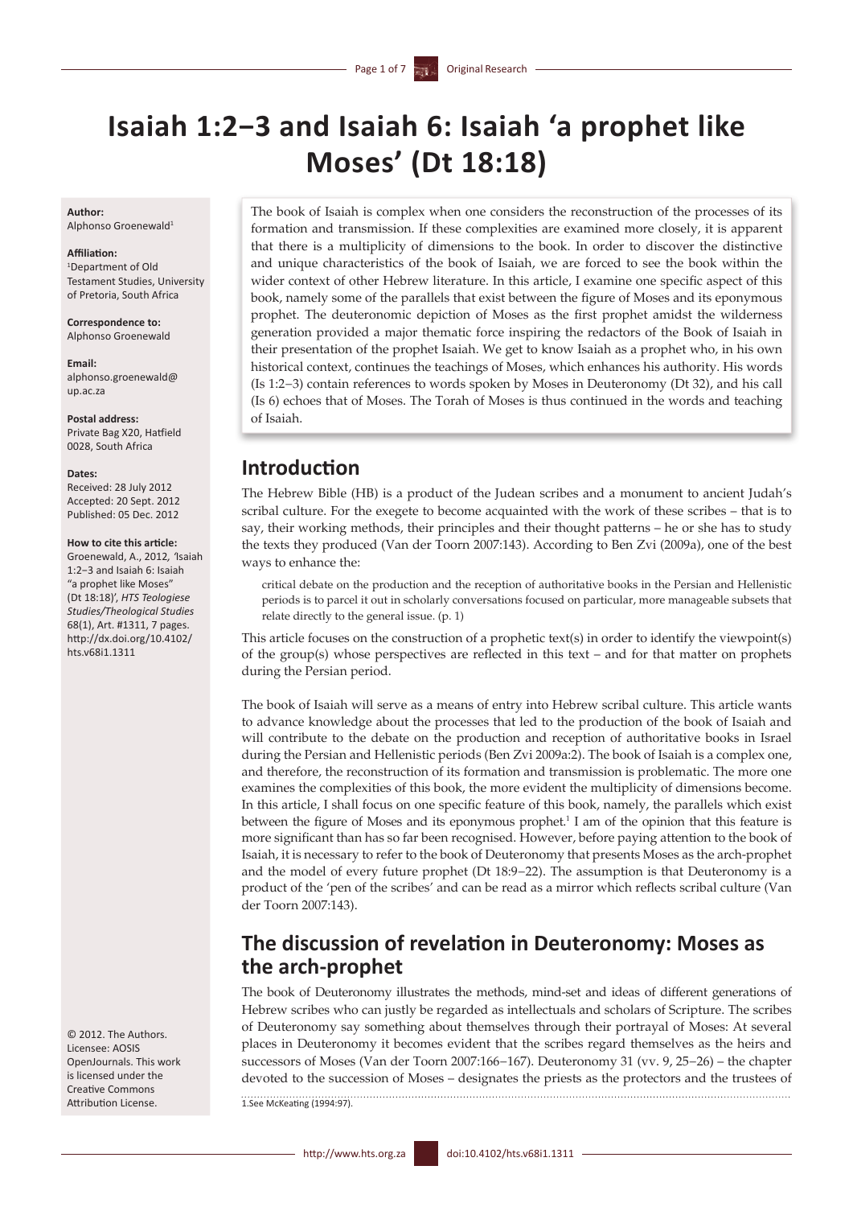# Isaiah 1:2–3 and Isaiah 6: Isaiah 'a prophet like Moses' (Dt 18:18)

**Author:**
Alphonso Groenewald[1]

**Affiliation:**
[1]Department of Old Testament Studies, University of Pretoria, South Africa

**Correspondence to:**
Alphonso Groenewald

**Email:**
alphonso.groenewald@up.ac.za

**Postal address:**
Private Bag X20, Hatfield 0028, South Africa

**Dates:**
Received: 28 July 2012
Accepted: 20 Sept. 2012
Published: 05 Dec. 2012

**How to cite this article:**
Groenewald, A., 2012, 'Isaiah 1:2–3 and Isaiah 6: Isaiah "a prophet like Moses" (Dt 18:18)', *HTS Teologiese Studies/Theological Studies* 68(1), Art. #1311, 7 pages. http://dx.doi.org/10.4102/hts.v68i1.1311

© 2012. The Authors. Licensee: AOSIS OpenJournals. This work is licensed under the Creative Commons Attribution License.

The book of Isaiah is complex when one considers the reconstruction of the processes of its formation and transmission. If these complexities are examined more closely, it is apparent that there is a multiplicity of dimensions to the book. In order to discover the distinctive and unique characteristics of the book of Isaiah, we are forced to see the book within the wider context of other Hebrew literature. In this article, I examine one specific aspect of this book, namely some of the parallels that exist between the figure of Moses and its eponymous prophet. The deuteronomic depiction of Moses as the first prophet amidst the wilderness generation provided a major thematic force inspiring the redactors of the Book of Isaiah in their presentation of the prophet Isaiah. We get to know Isaiah as a prophet who, in his own historical context, continues the teachings of Moses, which enhances his authority. His words (Is 1:2–3) contain references to words spoken by Moses in Deuteronomy (Dt 32), and his call (Is 6) echoes that of Moses. The Torah of Moses is thus continued in the words and teaching of Isaiah.

## Introduction

The Hebrew Bible (HB) is a product of the Judean scribes and a monument to ancient Judah's scribal culture. For the exegete to become acquainted with the work of these scribes – that is to say, their working methods, their principles and their thought patterns – he or she has to study the texts they produced (Van der Toorn 2007:143). According to Ben Zvi (2009a), one of the best ways to enhance the:

> critical debate on the production and the reception of authoritative books in the Persian and Hellenistic periods is to parcel it out in scholarly conversations focused on particular, more manageable subsets that relate directly to the general issue. (p. 1)

This article focuses on the construction of a prophetic text(s) in order to identify the viewpoint(s) of the group(s) whose perspectives are reflected in this text – and for that matter on prophets during the Persian period.

The book of Isaiah will serve as a means of entry into Hebrew scribal culture. This article wants to advance knowledge about the processes that led to the production of the book of Isaiah and will contribute to the debate on the production and reception of authoritative books in Israel during the Persian and Hellenistic periods (Ben Zvi 2009a:2). The book of Isaiah is a complex one, and therefore, the reconstruction of its formation and transmission is problematic. The more one examines the complexities of this book, the more evident the multiplicity of dimensions become. In this article, I shall focus on one specific feature of this book, namely, the parallels which exist between the figure of Moses and its eponymous prophet.[1] I am of the opinion that this feature is more significant than has so far been recognised. However, before paying attention to the book of Isaiah, it is necessary to refer to the book of Deuteronomy that presents Moses as the arch-prophet and the model of every future prophet (Dt 18:9–22). The assumption is that Deuteronomy is a product of the 'pen of the scribes' and can be read as a mirror which reflects scribal culture (Van der Toorn 2007:143).

## The discussion of revelation in Deuteronomy: Moses as the arch-prophet

The book of Deuteronomy illustrates the methods, mind-set and ideas of different generations of Hebrew scribes who can justly be regarded as intellectuals and scholars of Scripture. The scribes of Deuteronomy say something about themselves through their portrayal of Moses: At several places in Deuteronomy it becomes evident that the scribes regard themselves as the heirs and successors of Moses (Van der Toorn 2007:166–167). Deuteronomy 31 (vv. 9, 25–26) – the chapter devoted to the succession of Moses – designates the priests as the protectors and the trustees of

1.See McKeating (1994:97).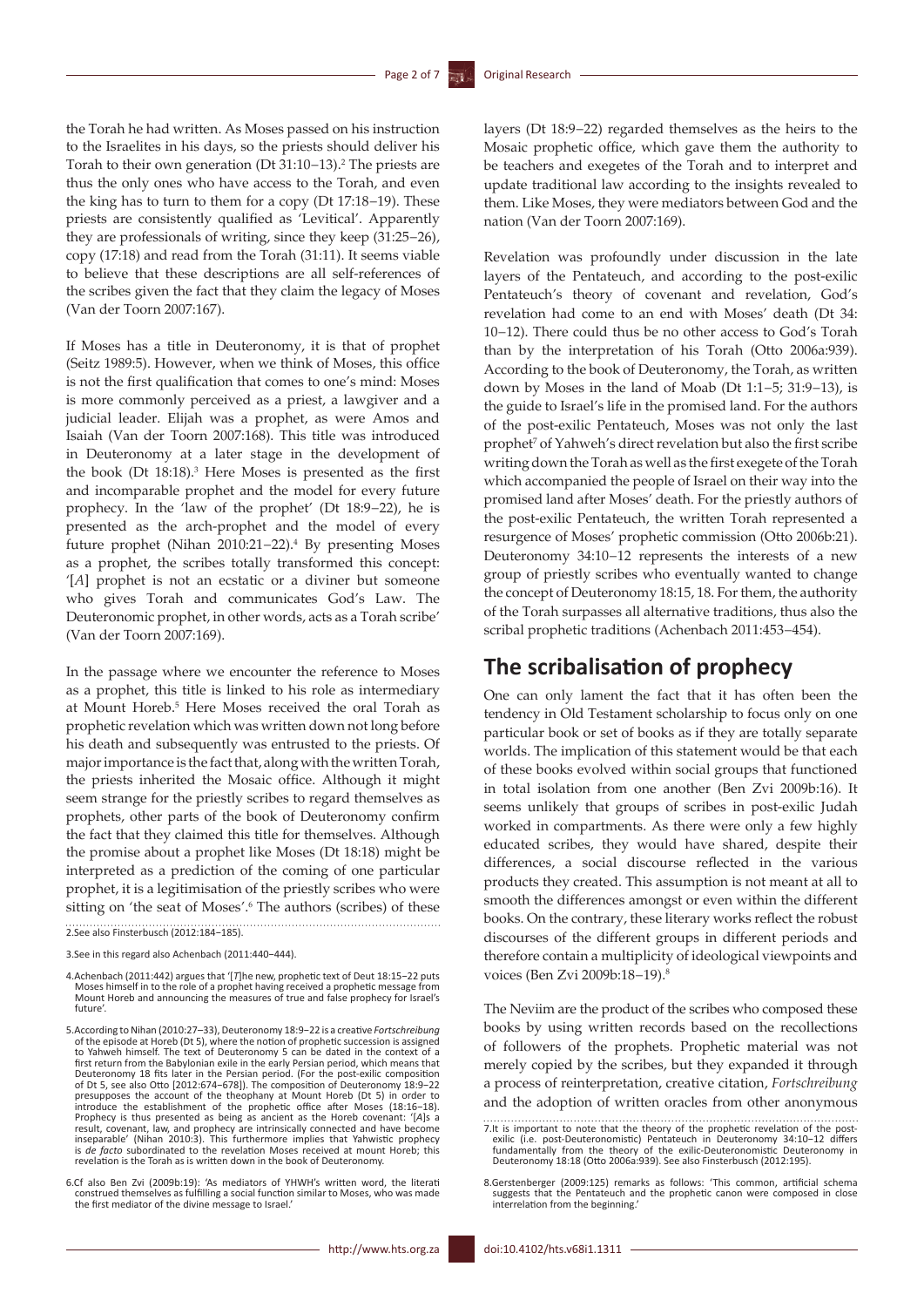the Torah he had written. As Moses passed on his instruction to the Israelites in his days, so the priests should deliver his Torah to their own generation (Dt 31:10−13).[2] The priests are thus the only ones who have access to the Torah, and even the king has to turn to them for a copy (Dt 17:18−19). These priests are consistently qualified as 'Levitical'. Apparently they are professionals of writing, since they keep (31:25−26), copy (17:18) and read from the Torah (31:11). It seems viable to believe that these descriptions are all self-references of the scribes given the fact that they claim the legacy of Moses (Van der Toorn 2007:167).

If Moses has a title in Deuteronomy, it is that of prophet (Seitz 1989:5). However, when we think of Moses, this office is not the first qualification that comes to one's mind: Moses is more commonly perceived as a priest, a lawgiver and a judicial leader. Elijah was a prophet, as were Amos and Isaiah (Van der Toorn 2007:168). This title was introduced in Deuteronomy at a later stage in the development of the book (Dt 18:18).[3] Here Moses is presented as the first and incomparable prophet and the model for every future prophecy. In the 'law of the prophet' (Dt 18:9−22), he is presented as the arch-prophet and the model of every future prophet (Nihan 2010:21−22).[4] By presenting Moses as a prophet, the scribes totally transformed this concept: '[*A*] prophet is not an ecstatic or a diviner but someone who gives Torah and communicates God's Law. The Deuteronomic prophet, in other words, acts as a Torah scribe' (Van der Toorn 2007:169).

In the passage where we encounter the reference to Moses as a prophet, this title is linked to his role as intermediary at Mount Horeb.[5] Here Moses received the oral Torah as prophetic revelation which was written down not long before his death and subsequently was entrusted to the priests. Of major importance is the fact that, along with the written Torah, the priests inherited the Mosaic office. Although it might seem strange for the priestly scribes to regard themselves as prophets, other parts of the book of Deuteronomy confirm the fact that they claimed this title for themselves. Although the promise about a prophet like Moses (Dt 18:18) might be interpreted as a prediction of the coming of one particular prophet, it is a legitimisation of the priestly scribes who were sitting on 'the seat of Moses'.[6] The authors (scribes) of these layers (Dt 18:9−22) regarded themselves as the heirs to the Mosaic prophetic office, which gave them the authority to be teachers and exegetes of the Torah and to interpret and update traditional law according to the insights revealed to them. Like Moses, they were mediators between God and the nation (Van der Toorn 2007:169).

Revelation was profoundly under discussion in the late layers of the Pentateuch, and according to the post-exilic Pentateuch's theory of covenant and revelation, God's revelation had come to an end with Moses' death (Dt 34: 10−12). There could thus be no other access to God's Torah than by the interpretation of his Torah (Otto 2006a:939). According to the book of Deuteronomy, the Torah, as written down by Moses in the land of Moab (Dt 1:1−5; 31:9−13), is the guide to Israel's life in the promised land. For the authors of the post-exilic Pentateuch, Moses was not only the last prophet[7] of Yahweh's direct revelation but also the first scribe writing down the Torah as well as the first exegete of the Torah which accompanied the people of Israel on their way into the promised land after Moses' death. For the priestly authors of the post-exilic Pentateuch, the written Torah represented a resurgence of Moses' prophetic commission (Otto 2006b:21). Deuteronomy 34:10−12 represents the interests of a new group of priestly scribes who eventually wanted to change the concept of Deuteronomy 18:15, 18. For them, the authority of the Torah surpasses all alternative traditions, thus also the scribal prophetic traditions (Achenbach 2011:453−454).

## The scribalisation of prophecy

One can only lament the fact that it has often been the tendency in Old Testament scholarship to focus only on one particular book or set of books as if they are totally separate worlds. The implication of this statement would be that each of these books evolved within social groups that functioned in total isolation from one another (Ben Zvi 2009b:16). It seems unlikely that groups of scribes in post-exilic Judah worked in compartments. As there were only a few highly educated scribes, they would have shared, despite their differences, a social discourse reflected in the various products they created. This assumption is not meant at all to smooth the differences amongst or even within the different books. On the contrary, these literary works reflect the robust discourses of the different groups in different periods and therefore contain a multiplicity of ideological viewpoints and voices (Ben Zvi 2009b:18−19).[8]

The Neviim are the product of the scribes who composed these books by using written records based on the recollections of followers of the prophets. Prophetic material was not merely copied by the scribes, but they expanded it through a process of reinterpretation, creative citation, *Fortschreibung* and the adoption of written oracles from other anonymous

2. See also Finsterbusch (2012:184−185).

3. See in this regard also Achenbach (2011:440−444).

4. Achenbach (2011:442) argues that '[*T*]he new, prophetic text of Deut 18:15−22 puts Moses himself in to the role of a prophet having received a prophetic message from Mount Horeb and announcing the measures of true and false prophecy for Israel's future'.

5. According to Nihan (2010:27−33), Deuteronomy 18:9−22 is a creative *Fortschreibung* of the episode at Horeb (Dt 5), where the notion of prophetic succession is assigned to Yahweh himself. The text of Deuteronomy 5 can be dated in the context of a first return from the Babylonian exile in the early Persian period, which means that Deuteronomy 18 fits later in the Persian period. (For the post-exilic composition of Dt 5, see also Otto [2012:674−678]). The composition of Deuteronomy 18:9−22 presupposes the account of the theophany at Mount Horeb (Dt 5) in order to introduce the establishment of the prophetic office after Moses (18:16−18). Prophecy is thus presented as being as ancient as the Horeb covenant: '[*A*]s a result, covenant, law, and prophecy are intrinsically connected and have become inseparable' (Nihan 2010:3). This furthermore implies that Yahwistic prophecy is *de facto* subordinated to the revelation Moses received at mount Horeb; this revelation is the Torah as is written down in the book of Deuteronomy.

6. Cf also Ben Zvi (2009b:19): 'As mediators of YHWH's written word, the literati construed themselves as fulfilling a social function similar to Moses, who was made the first mediator of the divine message to Israel.'

7. It is important to note that the theory of the prophetic revelation of the post-exilic (i.e. post-Deuteronomistic) Pentateuch in Deuteronomy 34:10−12 differs fundamentally from the theory of the exilic-Deuteronomistic Deuteronomy in Deuteronomy 18:18 (Otto 2006a:939). See also Finsterbusch (2012:195).

8. Gerstenberger (2009:125) remarks as follows: 'This common, artificial schema suggests that the Pentateuch and the prophetic canon were composed in close interrelation from the beginning.'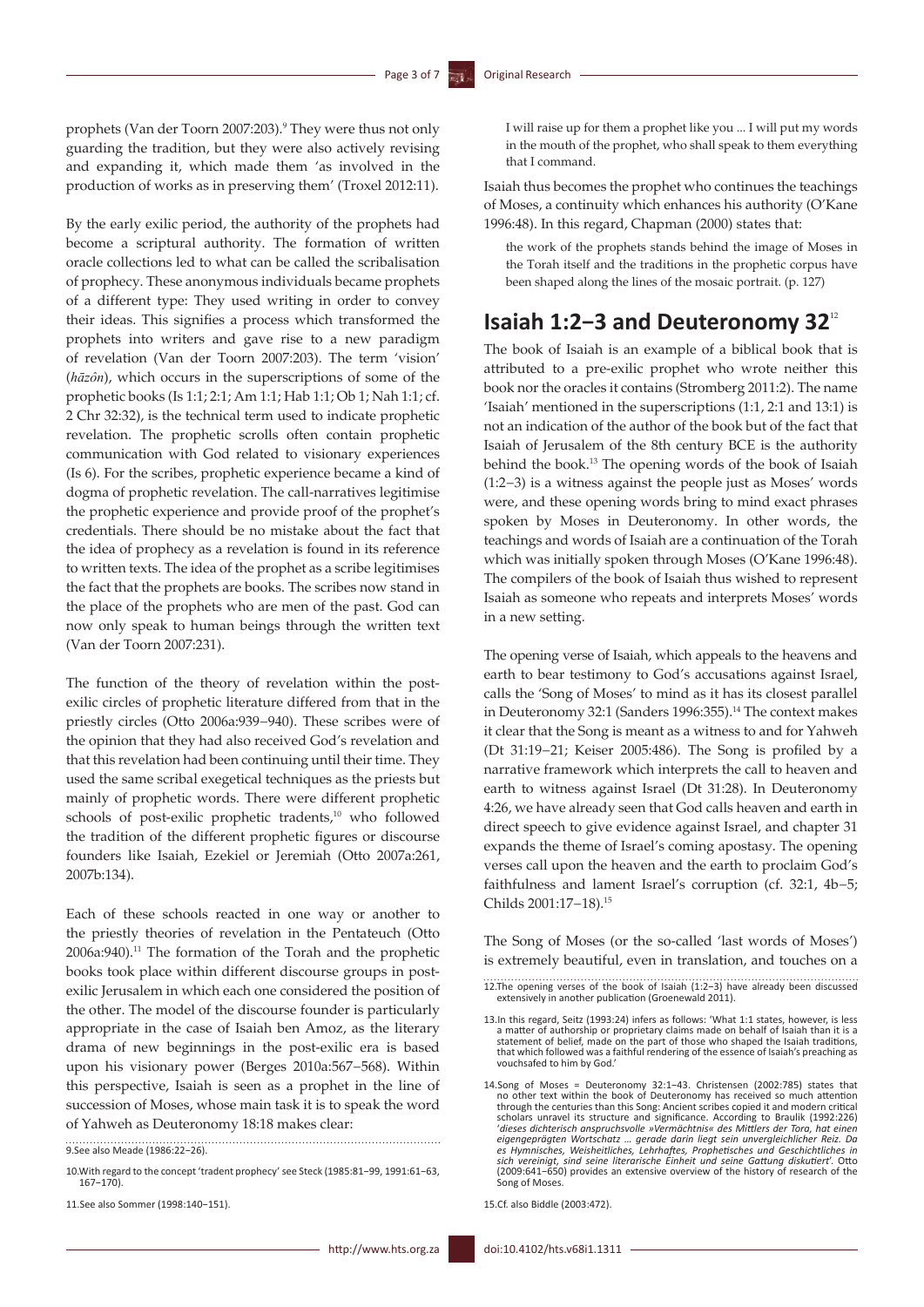prophets (Van der Toorn 2007:203).[9] They were thus not only guarding the tradition, but they were also actively revising and expanding it, which made them 'as involved in the production of works as in preserving them' (Troxel 2012:11).

By the early exilic period, the authority of the prophets had become a scriptural authority. The formation of written oracle collections led to what can be called the scribalisation of prophecy. These anonymous individuals became prophets of a different type: They used writing in order to convey their ideas. This signifies a process which transformed the prophets into writers and gave rise to a new paradigm of revelation (Van der Toorn 2007:203). The term 'vision' (*ḥāzôn*), which occurs in the superscriptions of some of the prophetic books (Is 1:1; 2:1; Am 1:1; Hab 1:1; Ob 1; Nah 1:1; cf. 2 Chr 32:32), is the technical term used to indicate prophetic revelation. The prophetic scrolls often contain prophetic communication with God related to visionary experiences (Is 6). For the scribes, prophetic experience became a kind of dogma of prophetic revelation. The call-narratives legitimise the prophetic experience and provide proof of the prophet's credentials. There should be no mistake about the fact that the idea of prophecy as a revelation is found in its reference to written texts. The idea of the prophet as a scribe legitimises the fact that the prophets are books. The scribes now stand in the place of the prophets who are men of the past. God can now only speak to human beings through the written text (Van der Toorn 2007:231).

The function of the theory of revelation within the post-exilic circles of prophetic literature differed from that in the priestly circles (Otto 2006a:939–940). These scribes were of the opinion that they had also received God's revelation and that this revelation had been continuing until their time. They used the same scribal exegetical techniques as the priests but mainly of prophetic words. There were different prophetic schools of post-exilic prophetic tradents,[10] who followed the tradition of the different prophetic figures or discourse founders like Isaiah, Ezekiel or Jeremiah (Otto 2007a:261, 2007b:134).

Each of these schools reacted in one way or another to the priestly theories of revelation in the Pentateuch (Otto 2006a:940).[11] The formation of the Torah and the prophetic books took place within different discourse groups in post-exilic Jerusalem in which each one considered the position of the other. The model of the discourse founder is particularly appropriate in the case of Isaiah ben Amoz, as the literary drama of new beginnings in the post-exilic era is based upon his visionary power (Berges 2010a:567–568). Within this perspective, Isaiah is seen as a prophet in the line of succession of Moses, whose main task it is to speak the word of Yahweh as Deuteronomy 18:18 makes clear:

> I will raise up for them a prophet like you ... I will put my words in the mouth of the prophet, who shall speak to them everything that I command.

Isaiah thus becomes the prophet who continues the teachings of Moses, a continuity which enhances his authority (O'Kane 1996:48). In this regard, Chapman (2000) states that:

> the work of the prophets stands behind the image of Moses in the Torah itself and the traditions in the prophetic corpus have been shaped along the lines of the mosaic portrait. (p. 127)

## Isaiah 1:2–3 and Deuteronomy 32[12]

The book of Isaiah is an example of a biblical book that is attributed to a pre-exilic prophet who wrote neither this book nor the oracles it contains (Stromberg 2011:2). The name 'Isaiah' mentioned in the superscriptions (1:1, 2:1 and 13:1) is not an indication of the author of the book but of the fact that Isaiah of Jerusalem of the 8th century BCE is the authority behind the book.[13] The opening words of the book of Isaiah (1:2–3) is a witness against the people just as Moses' words were, and these opening words bring to mind exact phrases spoken by Moses in Deuteronomy. In other words, the teachings and words of Isaiah are a continuation of the Torah which was initially spoken through Moses (O'Kane 1996:48). The compilers of the book of Isaiah thus wished to represent Isaiah as someone who repeats and interprets Moses' words in a new setting.

The opening verse of Isaiah, which appeals to the heavens and earth to bear testimony to God's accusations against Israel, calls the 'Song of Moses' to mind as it has its closest parallel in Deuteronomy 32:1 (Sanders 1996:355).[14] The context makes it clear that the Song is meant as a witness to and for Yahweh (Dt 31:19–21; Keiser 2005:486). The Song is profiled by a narrative framework which interprets the call to heaven and earth to witness against Israel (Dt 31:28). In Deuteronomy 4:26, we have already seen that God calls heaven and earth in direct speech to give evidence against Israel, and chapter 31 expands the theme of Israel's coming apostasy. The opening verses call upon the heaven and the earth to proclaim God's faithfulness and lament Israel's corruption (cf. 32:1, 4b–5; Childs 2001:17–18).[15]

The Song of Moses (or the so-called 'last words of Moses') is extremely beautiful, even in translation, and touches on a

---

9. See also Meade (1986:22–26).

10. With regard to the concept 'tradent prophecy' see Steck (1985:81–99, 1991:61–63, 167–170).

11. See also Sommer (1998:140–151).

12. The opening verses of the book of Isaiah (1:2–3) have already been discussed extensively in another publication (Groenewald 2011).

13. In this regard, Seitz (1993:24) infers as follows: 'What 1:1 states, however, is less a matter of authorship or proprietary claims made on behalf of Isaiah than it is a statement of belief, made on the part of those who shaped the Isaiah traditions, that which followed was a faithful rendering of the essence of Isaiah's preaching as vouchsafed to him by God.'

14. Song of Moses = Deuteronomy 32:1–43. Christensen (2002:785) states that no other text within the book of Deuteronomy has received so much attention through the centuries than this Song: Ancient scribes copied it and modern critical scholars unravel its structure and significance. According to Braulik (1992:226) '*dieses dichterisch anspruchsvolle »Vermächtnis« des Mittlers der Tora, hat einen eigengeprägten Wortschatz ... gerade darin liegt sein unvergleichlicher Reiz. Da es Hymnisches, Weisheitliches, Lehrhaftes, Prophetisches und Geschichtliches in sich vereinigt, sind seine literarische Einheit und seine Gattung diskutiert*'. Otto (2009:641–650) provides an extensive overview of the history of research of the Song of Moses.

15. Cf. also Biddle (2003:472).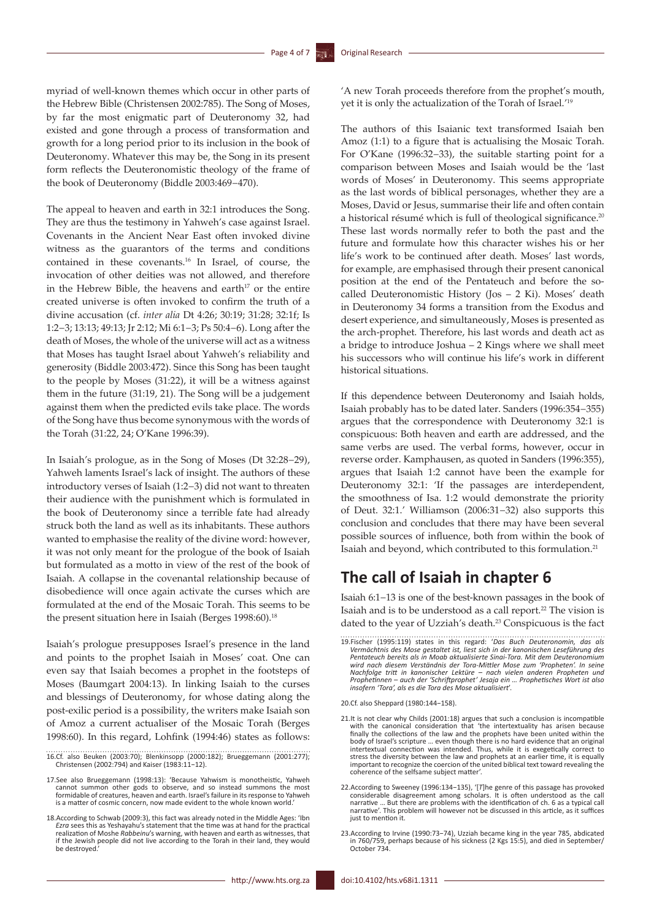myriad of well-known themes which occur in other parts of the Hebrew Bible (Christensen 2002:785). The Song of Moses, by far the most enigmatic part of Deuteronomy 32, had existed and gone through a process of transformation and growth for a long period prior to its inclusion in the book of Deuteronomy. Whatever this may be, the Song in its present form reflects the Deuteronomistic theology of the frame of the book of Deuteronomy (Biddle 2003:469–470).

The appeal to heaven and earth in 32:1 introduces the Song. They are thus the testimony in Yahweh's case against Israel. Covenants in the Ancient Near East often invoked divine witness as the guarantors of the terms and conditions contained in these covenants.[16] In Israel, of course, the invocation of other deities was not allowed, and therefore in the Hebrew Bible, the heavens and earth[17] or the entire created universe is often invoked to confirm the truth of a divine accusation (cf. *inter alia* Dt 4:26; 30:19; 31:28; 32:1f; Is 1:2–3; 13:13; 49:13; Jr 2:12; Mi 6:1–3; Ps 50:4–6). Long after the death of Moses, the whole of the universe will act as a witness that Moses has taught Israel about Yahweh's reliability and generosity (Biddle 2003:472). Since this Song has been taught to the people by Moses (31:22), it will be a witness against them in the future (31:19, 21). The Song will be a judgement against them when the predicted evils take place. The words of the Song have thus become synonymous with the words of the Torah (31:22, 24; O'Kane 1996:39).

In Isaiah's prologue, as in the Song of Moses (Dt 32:28–29), Yahweh laments Israel's lack of insight. The authors of these introductory verses of Isaiah (1:2–3) did not want to threaten their audience with the punishment which is formulated in the book of Deuteronomy since a terrible fate had already struck both the land as well as its inhabitants. These authors wanted to emphasise the reality of the divine word: however, it was not only meant for the prologue of the book of Isaiah but formulated as a motto in view of the rest of the book of Isaiah. A collapse in the covenantal relationship because of disobedience will once again activate the curses which are formulated at the end of the Mosaic Torah. This seems to be the present situation here in Isaiah (Berges 1998:60).[18]

Isaiah's prologue presupposes Israel's presence in the land and points to the prophet Isaiah in Moses' coat. One can even say that Isaiah becomes a prophet in the footsteps of Moses (Baumgart 2004:13). In linking Isaiah to the curses and blessings of Deuteronomy, for whose dating along the post-exilic period is a possibility, the writers make Isaiah son of Amoz a current actualiser of the Mosaic Torah (Berges 1998:60). In this regard, Lohfink (1994:46) states as follows: 'A new Torah proceeds therefore from the prophet's mouth, yet it is only the actualization of the Torah of Israel.'[19]

The authors of this Isaianic text transformed Isaiah ben Amoz (1:1) to a figure that is actualising the Mosaic Torah. For O'Kane (1996:32–33), the suitable starting point for a comparison between Moses and Isaiah would be the 'last words of Moses' in Deuteronomy. This seems appropriate as the last words of biblical personages, whether they are a Moses, David or Jesus, summarise their life and often contain a historical résumé which is full of theological significance.[20] These last words normally refer to both the past and the future and formulate how this character wishes his or her life's work to be continued after death. Moses' last words, for example, are emphasised through their present canonical position at the end of the Pentateuch and before the so-called Deuteronomistic History (Jos – 2 Ki). Moses' death in Deuteronomy 34 forms a transition from the Exodus and desert experience, and simultaneously, Moses is presented as the arch-prophet. Therefore, his last words and death act as a bridge to introduce Joshua – 2 Kings where we shall meet his successors who will continue his life's work in different historical situations.

If this dependence between Deuteronomy and Isaiah holds, Isaiah probably has to be dated later. Sanders (1996:354–355) argues that the correspondence with Deuteronomy 32:1 is conspicuous: Both heaven and earth are addressed, and the same verbs are used. The verbal forms, however, occur in reverse order. Kamphausen, as quoted in Sanders (1996:355), argues that Isaiah 1:2 cannot have been the example for Deuteronomy 32:1: 'If the passages are interdependent, the smoothness of Isa. 1:2 would demonstrate the priority of Deut. 32:1.' Williamson (2006:31–32) also supports this conclusion and concludes that there may have been several possible sources of influence, both from within the book of Isaiah and beyond, which contributed to this formulation.[21]

## The call of Isaiah in chapter 6

Isaiah 6:1–13 is one of the best-known passages in the book of Isaiah and is to be understood as a call report.[22] The vision is dated to the year of Uzziah's death.[23] Conspicuous is the fact

16. Cf. also Beuken (2003:70); Blenkinsopp (2000:182); Brueggemann (2001:277); Christensen (2002:794) and Kaiser (1983:11–12).

17. See also Brueggemann (1998:13): 'Because Yahwism is monotheistic, Yahweh cannot summon other gods to observe, and so instead summons the most formidable of creatures, heaven and earth. Israel's failure in its response to Yahweh is a matter of cosmic concern, now made evident to the whole known world.'

18. According to Schwab (2009:3), this fact was already noted in the Middle Ages: 'Ibn *Ezra* sees this as Yeshayahu's statement that the time was at hand for the practical realization of Moshe *Rabbeinu*'s warning, with heaven and earth as witnesses, that if the Jewish people did not live according to the Torah in their land, they would be destroyed.'

19. Fischer (1995:119) states in this regard: *'Das Buch Deuteronomin, das als Vermächtnis des Mose gestaltet ist, liest sich in der kanonischen Leseführung des Pentateuch bereits als in Moab aktualisierte Sinai-Tora. Mit dem Deuteronomium wird nach diesem Verständnis der Tora-Mittler Mose zum 'Propheten'. In seine Nachfolge tritt in kanonischer Lektüre – nach vielen anderen Propheten und Prophetinnen – auch der 'Schriftprophet' Jesaja ein … Prophetisches Wort ist also insofern 'Tora', als es die Tora des Mose aktualisiert'*.

20. Cf. also Sheppard (1980:144–158).

21. It is not clear why Childs (2001:18) argues that such a conclusion is incompatible with the canonical consideration that 'the intertextuality has arisen because finally the collections of the law and the prophets have been united within the body of Israel's scripture … even though there is no hard evidence that an original intertextual connection was intended. Thus, while it is exegetically correct to stress the diversity between the law and prophets at an earlier time, it is equally important to recognize the coercion of the united biblical text toward revealing the coherence of the selfsame subject matter'.

22. According to Sweeney (1996:134–135), '[*T*]he genre of this passage has provoked considerable disagreement among scholars. It is often understood as the call narrative … But there are problems with the identification of ch. 6 as a typical call narrative'. This problem will however not be discussed in this article, as it suffices just to mention it.

23. According to Irvine (1990:73–74), Uzziah became king in the year 785, abdicated in 760/759, perhaps because of his sickness (2 Kgs 15:5), and died in September/October 734.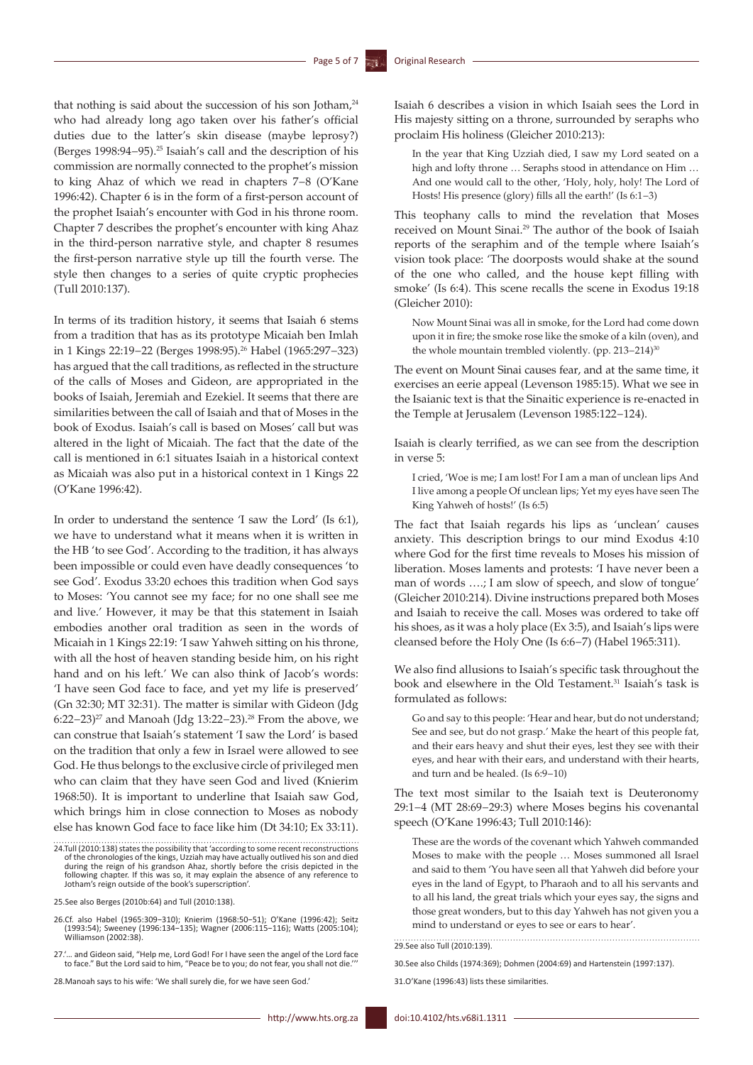that nothing is said about the succession of his son Jotham,[24] who had already long ago taken over his father's official duties due to the latter's skin disease (maybe leprosy?) (Berges 1998:94–95).[25] Isaiah's call and the description of his commission are normally connected to the prophet's mission to king Ahaz of which we read in chapters 7–8 (O'Kane 1996:42). Chapter 6 is in the form of a first-person account of the prophet Isaiah's encounter with God in his throne room. Chapter 7 describes the prophet's encounter with king Ahaz in the third-person narrative style, and chapter 8 resumes the first-person narrative style up till the fourth verse. The style then changes to a series of quite cryptic prophecies (Tull 2010:137).

In terms of its tradition history, it seems that Isaiah 6 stems from a tradition that has as its prototype Micaiah ben Imlah in 1 Kings 22:19–22 (Berges 1998:95).[26] Habel (1965:297–323) has argued that the call traditions, as reflected in the structure of the calls of Moses and Gideon, are appropriated in the books of Isaiah, Jeremiah and Ezekiel. It seems that there are similarities between the call of Isaiah and that of Moses in the book of Exodus. Isaiah's call is based on Moses' call but was altered in the light of Micaiah. The fact that the date of the call is mentioned in 6:1 situates Isaiah in a historical context as Micaiah was also put in a historical context in 1 Kings 22 (O'Kane 1996:42).

In order to understand the sentence 'I saw the Lord' (Is 6:1), we have to understand what it means when it is written in the HB 'to see God'. According to the tradition, it has always been impossible or could even have deadly consequences 'to see God'. Exodus 33:20 echoes this tradition when God says to Moses: 'You cannot see my face; for no one shall see me and live.' However, it may be that this statement in Isaiah embodies another oral tradition as seen in the words of Micaiah in 1 Kings 22:19: 'I saw Yahweh sitting on his throne, with all the host of heaven standing beside him, on his right hand and on his left.' We can also think of Jacob's words: 'I have seen God face to face, and yet my life is preserved' (Gn 32:30; MT 32:31). The matter is similar with Gideon (Jdg 6:22–23)[27] and Manoah (Jdg 13:22–23).[28] From the above, we can construe that Isaiah's statement 'I saw the Lord' is based on the tradition that only a few in Israel were allowed to see God. He thus belongs to the exclusive circle of privileged men who can claim that they have seen God and lived (Knierim 1968:50). It is important to underline that Isaiah saw God, which brings him in close connection to Moses as nobody else has known God face to face like him (Dt 34:10; Ex 33:11).

Isaiah 6 describes a vision in which Isaiah sees the Lord in His majesty sitting on a throne, surrounded by seraphs who proclaim His holiness (Gleicher 2010:213):

> In the year that King Uzziah died, I saw my Lord seated on a high and lofty throne … Seraphs stood in attendance on Him … And one would call to the other, 'Holy, holy, holy! The Lord of Hosts! His presence (glory) fills all the earth!' (Is 6:1–3)

This theophany calls to mind the revelation that Moses received on Mount Sinai.[29] The author of the book of Isaiah reports of the seraphim and of the temple where Isaiah's vision took place: 'The doorposts would shake at the sound of the one who called, and the house kept filling with smoke' (Is 6:4). This scene recalls the scene in Exodus 19:18 (Gleicher 2010):

> Now Mount Sinai was all in smoke, for the Lord had come down upon it in fire; the smoke rose like the smoke of a kiln (oven), and the whole mountain trembled violently. (pp. 213–214)[30]

The event on Mount Sinai causes fear, and at the same time, it exercises an eerie appeal (Levenson 1985:15). What we see in the Isaianic text is that the Sinaitic experience is re-enacted in the Temple at Jerusalem (Levenson 1985:122–124).

Isaiah is clearly terrified, as we can see from the description in verse 5:

> I cried, 'Woe is me; I am lost! For I am a man of unclean lips And I live among a people Of unclean lips; Yet my eyes have seen The King Yahweh of hosts!' (Is 6:5)

The fact that Isaiah regards his lips as 'unclean' causes anxiety. This description brings to our mind Exodus 4:10 where God for the first time reveals to Moses his mission of liberation. Moses laments and protests: 'I have never been a man of words ….; I am slow of speech, and slow of tongue' (Gleicher 2010:214). Divine instructions prepared both Moses and Isaiah to receive the call. Moses was ordered to take off his shoes, as it was a holy place (Ex 3:5), and Isaiah's lips were cleansed before the Holy One (Is 6:6–7) (Habel 1965:311).

We also find allusions to Isaiah's specific task throughout the book and elsewhere in the Old Testament.[31] Isaiah's task is formulated as follows:

> Go and say to this people: 'Hear and hear, but do not understand; See and see, but do not grasp.' Make the heart of this people fat, and their ears heavy and shut their eyes, lest they see with their eyes, and hear with their ears, and understand with their hearts, and turn and be healed. (Is 6:9–10)

The text most similar to the Isaiah text is Deuteronomy 29:1–4 (MT 28:69–29:3) where Moses begins his covenantal speech (O'Kane 1996:43; Tull 2010:146):

> These are the words of the covenant which Yahweh commanded Moses to make with the people … Moses summoned all Israel and said to them 'You have seen all that Yahweh did before your eyes in the land of Egypt, to Pharaoh and to all his servants and to all his land, the great trials which your eyes saw, the signs and those great wonders, but to this day Yahweh has not given you a mind to understand or eyes to see or ears to hear'.

---

24. Tull (2010:138) states the possibility that 'according to some recent reconstructions of the chronologies of the kings, Uzziah may have actually outlived his son and died during the reign of his grandson Ahaz, shortly before the crisis depicted in the following chapter. If this was so, it may explain the absence of any reference to Jotham's reign outside of the book's superscription'.

25. See also Berges (2010b:64) and Tull (2010:138).

26. Cf. also Habel (1965:309–310); Knierim (1968:50–51); O'Kane (1996:42); Seitz (1993:54); Sweeney (1996:134–135); Wagner (2006:115–116); Watts (2005:104); Williamson (2002:38).

27. '... and Gideon said, "Help me, Lord God! For I have seen the angel of the Lord face to face." But the Lord said to him, "Peace be to you; do not fear, you shall not die."'

28. Manoah says to his wife: 'We shall surely die, for we have seen God.'

29. See also Tull (2010:139).

30. See also Childs (1974:369); Dohmen (2004:69) and Hartenstein (1997:137).

31. O'Kane (1996:43) lists these similarities.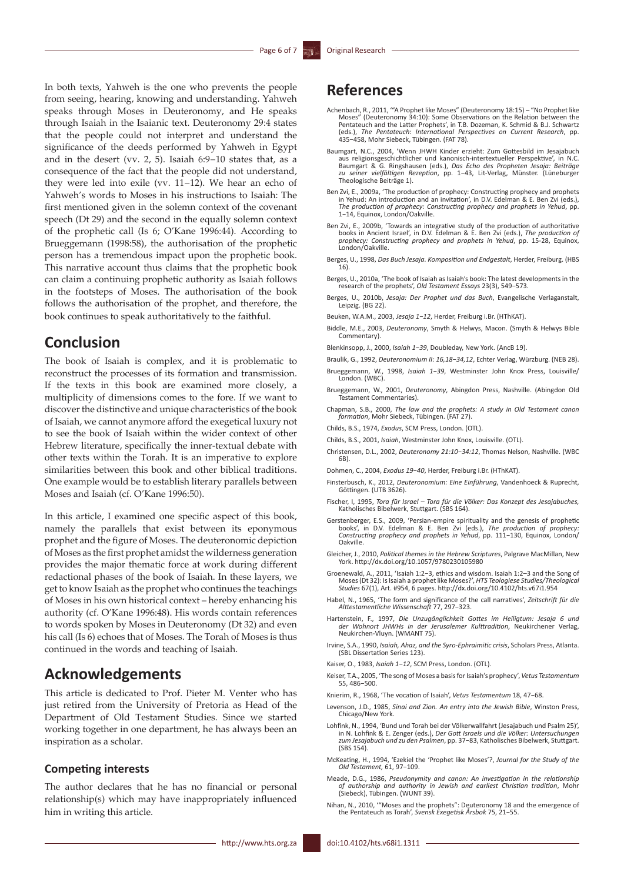In both texts, Yahweh is the one who prevents the people from seeing, hearing, knowing and understanding. Yahweh speaks through Moses in Deuteronomy, and He speaks through Isaiah in the Isaianic text. Deuteronomy 29:4 states that the people could not interpret and understand the significance of the deeds performed by Yahweh in Egypt and in the desert (vv. 2, 5). Isaiah 6:9−10 states that, as a consequence of the fact that the people did not understand, they were led into exile (vv. 11−12). We hear an echo of Yahweh's words to Moses in his instructions to Isaiah: The first mentioned given in the solemn context of the covenant speech (Dt 29) and the second in the equally solemn context of the prophetic call (Is 6; O'Kane 1996:44). According to Brueggemann (1998:58), the authorisation of the prophetic person has a tremendous impact upon the prophetic book. This narrative account thus claims that the prophetic book can claim a continuing prophetic authority as Isaiah follows in the footsteps of Moses. The authorisation of the book follows the authorisation of the prophet, and therefore, the book continues to speak authoritatively to the faithful.

## Conclusion

The book of Isaiah is complex, and it is problematic to reconstruct the processes of its formation and transmission. If the texts in this book are examined more closely, a multiplicity of dimensions comes to the fore. If we want to discover the distinctive and unique characteristics of the book of Isaiah, we cannot anymore afford the exegetical luxury not to see the book of Isaiah within the wider context of other Hebrew literature, specifically the inner-textual debate with other texts within the Torah. It is an imperative to explore similarities between this book and other biblical traditions. One example would be to establish literary parallels between Moses and Isaiah (cf. O'Kane 1996:50).

In this article, I examined one specific aspect of this book, namely the parallels that exist between its eponymous prophet and the figure of Moses. The deuteronomic depiction of Moses as the first prophet amidst the wilderness generation provides the major thematic force at work during different redactional phases of the book of Isaiah. In these layers, we get to know Isaiah as the prophet who continues the teachings of Moses in his own historical context – hereby enhancing his authority (cf. O'Kane 1996:48). His words contain references to words spoken by Moses in Deuteronomy (Dt 32) and even his call (Is 6) echoes that of Moses. The Torah of Moses is thus continued in the words and teaching of Isaiah.

## Acknowledgements

This article is dedicated to Prof. Pieter M. Venter who has just retired from the University of Pretoria as Head of the Department of Old Testament Studies. Since we started working together in one department, he has always been an inspiration as a scholar.

### Competing interests

The author declares that he has no financial or personal relationship(s) which may have inappropriately influenced him in writing this article.

## References

Achenbach, R., 2011, '"A Prophet like Moses" (Deuteronomy 18:15) – "No Prophet like Moses" (Deuteronomy 34:10): Some Observations on the Relation between the Pentateuch and the Latter Prophets', in T.B. Dozeman, K. Schmid & B.J. Schwartz (eds.), *The Pentateuch: International Perspectives on Current Research*, pp. 435–458, Mohr Siebeck, Tübingen. (FAT 78).

Baumgart, N.C., 2004, 'Wenn JHWH Kinder erzieht: Zum Gottesbild im Jesajabuch aus religionsgeschichtlicher und kanonisch-intertextueller Perspektive', in N.C. Baumgart & G. Ringshausen (eds.), *Das Echo des Propheten Jesaja: Beiträge zu seiner vielfältigen Rezeption*, pp. 1–43, Lit-Verlag, Münster. (Lüneburger Theologische Beiträge 1).

Ben Zvi, E., 2009a, 'The production of prophecy: Constructing prophecy and prophets in Yehud: An introduction and an invitation', in D.V. Edelman & E. Ben Zvi (eds.), *The production of prophecy: Constructing prophecy and prophets in Yehud*, pp. 1–14, Equinox, London/Oakville.

Ben Zvi, E., 2009b, 'Towards an integrative study of the production of authoritative books in Ancient Israel', in D.V. Edelman & E. Ben Zvi (eds.), *The production of prophecy: Constructing prophecy and prophets in Yehud*, pp. 15-28, Equinox, London/Oakville.

Berges, U., 1998, *Das Buch Jesaja. Komposition und Endgestalt*, Herder, Freiburg. (HBS 16).

Berges, U., 2010a, 'The book of Isaiah as Isaiah's book: The latest developments in the research of the prophets', *Old Testament Essays* 23(3), 549–573.

Berges, U., 2010b, *Jesaja: Der Prophet und das Buch*, Evangelische Verlaganstalt, Leipzig. (BG 22).

Beuken, W.A.M., 2003, *Jesaja 1–12*, Herder, Freiburg i.Br. (HThKAT).

Biddle, M.E., 2003, *Deuteronomy*, Smyth & Helwys, Macon. (Smyth & Helwys Bible Commentary).

Blenkinsopp, J., 2000, *Isaiah 1–39*, Doubleday, New York. (AncB 19).

Braulik, G., 1992, *Deuteronomium II: 16,18–34,12*, Echter Verlag, Würzburg. (NEB 28).

Brueggemann, W., 1998, *Isaiah 1–39*, Westminster John Knox Press, Louisville/London. (WBC).

Brueggemann, W., 2001, *Deuteronomy*, Abingdon Press, Nashville. (Abingdon Old Testament Commentaries).

Chapman, S.B., 2000, *The law and the prophets: A study in Old Testament canon formation*, Mohr Siebeck, Tübingen. (FAT 27).

Childs, B.S., 1974, *Exodus*, SCM Press, London. (OTL).

Childs, B.S., 2001, *Isaiah*, Westminster John Knox, Louisville. (OTL).

Christensen, D.L., 2002, *Deuteronomy 21:10–34:12*, Thomas Nelson, Nashville. (WBC 6B).

Dohmen, C., 2004, *Exodus 19–40*, Herder, Freiburg i.Br. (HThKAT).

Finsterbusch, K., 2012, *Deuteronomium: Eine Einführung*, Vandenhoeck & Ruprecht, Göttingen. (UTB 3626).

Fischer, I, 1995, *Tora für Israel – Tora für die Völker: Das Konzept des Jesajabuches,* Katholisches Bibelwerk, Stuttgart. (SBS 164).

Gerstenberger, E.S., 2009, 'Persian-empire spirituality and the genesis of prophetic books', in D.V. Edelman & E. Ben Zvi (eds.), *The production of prophecy: Constructing prophecy and prophets in Yehud*, pp. 111–130, Equinox, London/Oakville.

Gleicher, J., 2010, *Political themes in the Hebrew Scriptures*, Palgrave MacMillan, New York. http://dx.doi.org/10.1057/9780230105980

Groenewald, A., 2011, 'Isaiah 1:2–3, ethics and wisdom. Isaiah 1:2–3 and the Song of Moses (Dt 32): Is Isaiah a prophet like Moses?', *HTS Teologiese Studies/Theological Studies* 67(1), Art. #954, 6 pages. http://dx.doi.org/10.4102/hts.v67i1.954

Habel, N., 1965, 'The form and significance of the call narratives', *Zeitschrift für die Alttestamentliche Wissenschaft* 77, 297–323.

Hartenstein, F., 1997, *Die Unzugänglichkeit Gottes im Heiligtum: Jesaja 6 und der Wohnort JHWHs in der Jerusalemer Kulttradition*, Neukirchener Verlag, Neukirchen-Vluyn. (WMANT 75).

Irvine, S.A., 1990, *Isaiah, Ahaz, and the Syro-Ephraimitic crisis*, Scholars Press, Atlanta. (SBL Dissertation Series 123).

Kaiser, O., 1983, *Isaiah 1–12*, SCM Press, London. (OTL).

Keiser, T.A., 2005, 'The song of Moses a basis for Isaiah's prophecy', *Vetus Testamentum* 55, 486–500.

Knierim, R., 1968, 'The vocation of Isaiah', *Vetus Testamentum* 18, 47–68.

Levenson, J.D., 1985, *Sinai and Zion. An entry into the Jewish Bible*, Winston Press, Chicago/New York.

Lohfink, N., 1994, 'Bund und Torah bei der Völkerwallfahrt (Jesajabuch und Psalm 25)', in N. Lohfink & E. Zenger (eds.), *Der Gott Israels und die Völker: Untersuchungen zum Jesajabuch und zu den Psalmen*, pp. 37–83, Katholisches Bibelwerk, Stuttgart. (SBS 154).

McKeating, H., 1994, 'Ezekiel the 'Prophet like Moses'?, *Journal for the Study of the Old Testament,* 61, 97–109.

Meade, D.G., 1986, *Pseudonymity and canon: An investigation in the relationship of authorship and authority in Jewish and earliest Christian tradition*, Mohr (Siebeck), Tübingen. (WUNT 39).

Nihan, N., 2010, '"Moses and the prophets": Deuteronomy 18 and the emergence of the Pentateuch as Torah', *Svensk Exegetisk Årsbok* 75, 21–55.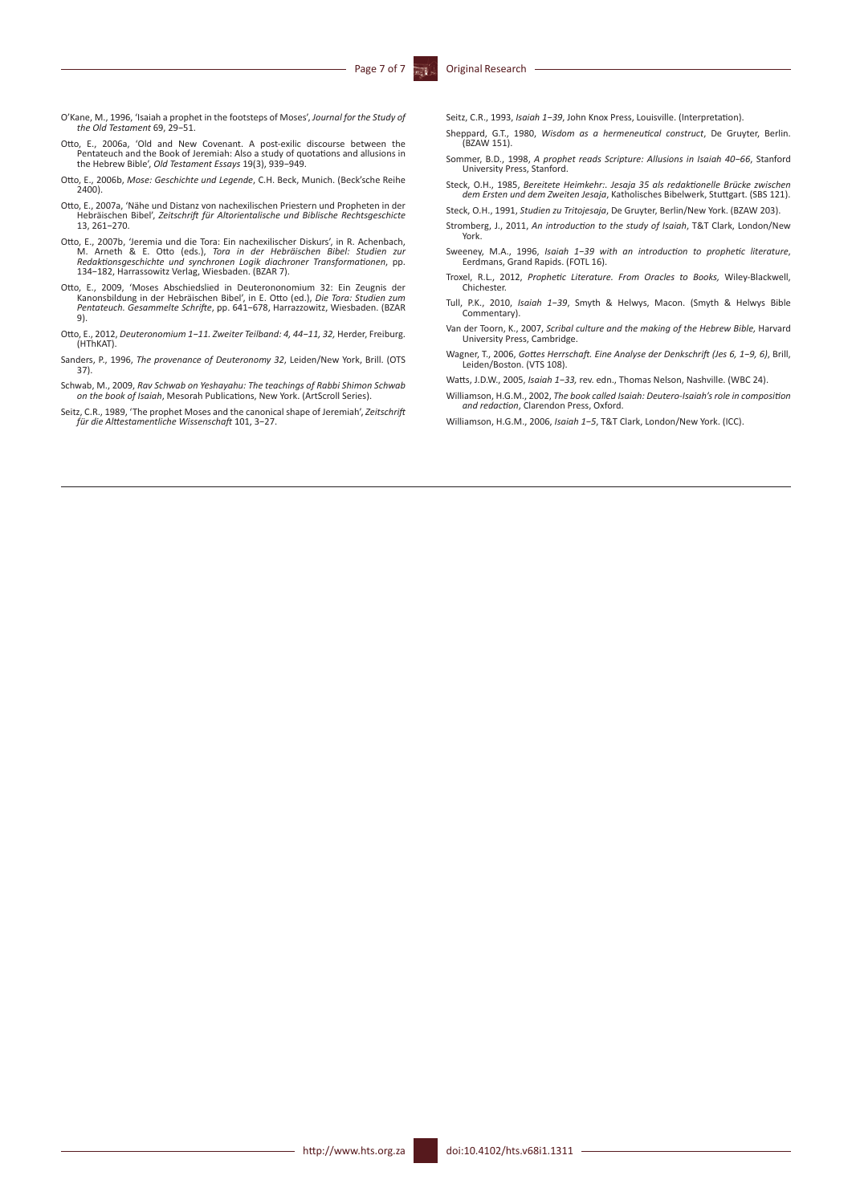O'Kane, M., 1996, 'Isaiah a prophet in the footsteps of Moses', *Journal for the Study of the Old Testament* 69, 29–51.

Otto, E., 2006a, 'Old and New Covenant. A post-exilic discourse between the Pentateuch and the Book of Jeremiah: Also a study of quotations and allusions in the Hebrew Bible', *Old Testament Essays* 19(3), 939–949.

Otto, E., 2006b, *Mose: Geschichte und Legende*, C.H. Beck, Munich. (Beck'sche Reihe 2400).

Otto, E., 2007a, 'Nähe und Distanz von nachexilischen Priestern und Propheten in der Hebräischen Bibel', *Zeitschrift für Altorientalische und Biblische Rechtsgeschicte* 13, 261–270.

Otto, E., 2007b, 'Jeremia und die Tora: Ein nachexilischer Diskurs', in R. Achenbach, M. Arneth & E. Otto (eds.), *Tora in der Hebräischen Bibel: Studien zur Redaktionsgeschichte und synchronen Logik diachroner Transformationen*, pp. 134–182, Harrassowitz Verlag, Wiesbaden. (BZAR 7).

Otto, E., 2009, 'Moses Abschiedslied in Deuterononomium 32: Ein Zeugnis der Kanonsbildung in der Hebräischen Bibel', in E. Otto (ed.), *Die Tora: Studien zum Pentateuch. Gesammelte Schrifte*, pp. 641–678, Harrazzowitz, Wiesbaden. (BZAR 9).

Otto, E., 2012, *Deuteronomium 1–11. Zweiter Teilband: 4, 44–11, 32*, Herder, Freiburg. (HThKAT).

Sanders, P., 1996, *The provenance of Deuteronomy 32*, Leiden/New York, Brill. (OTS 37).

Schwab, M., 2009, *Rav Schwab on Yeshayahu: The teachings of Rabbi Shimon Schwab on the book of Isaiah*, Mesorah Publications, New York. (ArtScroll Series).

Seitz, C.R., 1989, 'The prophet Moses and the canonical shape of Jeremiah', *Zeitschrift für Alttestamentliche Wissenschaft* 101, 3–27.

Seitz, C.R., 1993, *Isaiah 1–39*, John Knox Press, Louisville. (Interpretation).

Sheppard, G.T., 1980, *Wisdom as a hermeneutical construct*, De Gruyter, Berlin. (BZAW 151).

Sommer, B.D., 1998, *A prophet reads Scripture: Allusions in Isaiah 40–66*, Stanford University Press, Stanford.

Steck, O.H., 1985, *Bereitete Heimkehr:. Jesaja 35 als redaktionelle Brücke zwischen dem Ersten und dem Zweiten Jesaja*, Katholisches Bibelwerk, Stuttgart. (SBS 121).

Steck, O.H., 1991, *Studien zu Tritojesaja*, De Gruyter, Berlin/New York. (BZAW 203).

Stromberg, J., 2011, *An introduction to the study of Isaiah*, T&T Clark, London/New York.

Sweeney, M.A., 1996, *Isaiah 1–39 with an introduction to prophetic literature*, Eerdmans, Grand Rapids. (FOTL 16).

Troxel, R.L., 2012, *Prophetic Literature. From Oracles to Books,* Wiley-Blackwell, Chichester.

Tull, P.K., 2010, *Isaiah 1–39*, Smyth & Helwys, Macon. (Smyth & Helwys Bible Commentary).

Van der Toorn, K., 2007, *Scribal culture and the making of the Hebrew Bible,* Harvard University Press, Cambridge.

Wagner, T., 2006, *Gottes Herrschaft. Eine Analyse der Denkschrift (Jes 6, 1–9, 6)*, Brill, Leiden/Boston. (VTS 108).

Watts, J.D.W., 2005, *Isaiah 1–33,* rev. edn., Thomas Nelson, Nashville. (WBC 24).

Williamson, H.G.M., 2002, *The book called Isaiah: Deutero-Isaiah's role in composition and redaction*, Clarendon Press, Oxford.

Williamson, H.G.M., 2006, *Isaiah 1–5*, T&T Clark, London/New York. (ICC).